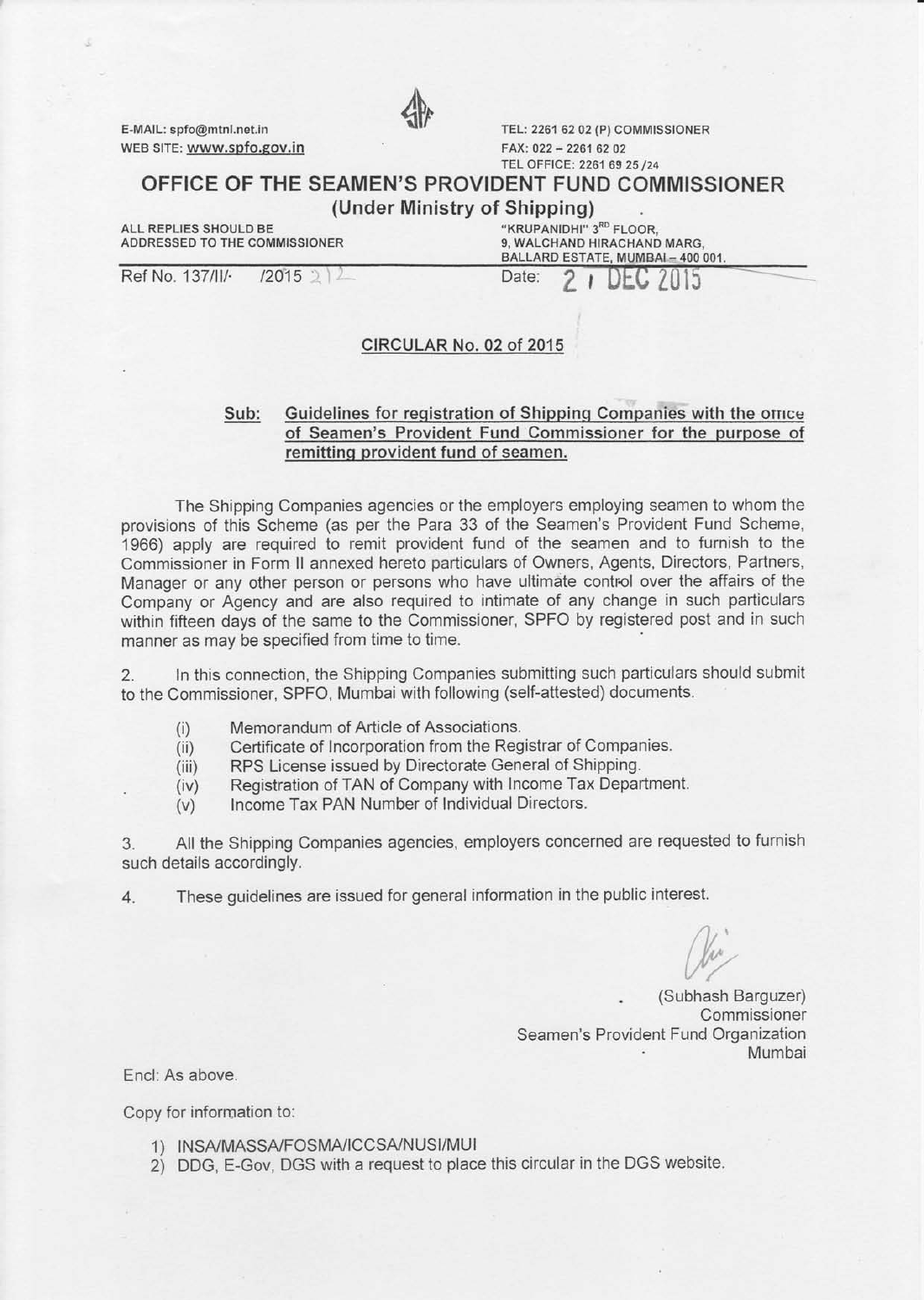E-MAIL: spfo@mtnl.net.in
WEB SITE: www.spfo.gov.in

TEL: 2261 62 02 (P) COMMISSIONER
FAX: 022 – 2261 62 02
TEL OFFICE: 2261 69 25 /24

# OFFICE OF THE SEAMEN'S PROVIDENT FUND COMMISSIONER

**(Under Ministry of Shipping)**

ALL REPLIES SHOULD BE ADDRESSED TO THE COMMISSIONER

"KRUPANIDHI" 3RD FLOOR,
9, WALCHAND HIRACHAND MARG,
BALLARD ESTATE, MUMBAI – 400 001.

Ref No. 137/II/· /2015 212

Date: 21 DEC 2015

## CIRCULAR No. 02 of 2015

**Sub: Guidelines for registration of Shipping Companies with the office of Seamen's Provident Fund Commissioner for the purpose of remitting provident fund of seamen.**

The Shipping Companies agencies or the employers employing seamen to whom the provisions of this Scheme (as per the Para 33 of the Seamen's Provident Fund Scheme, 1966) apply are required to remit provident fund of the seamen and to furnish to the Commissioner in Form II annexed hereto particulars of Owners, Agents, Directors, Partners, Manager or any other person or persons who have ultimate control over the affairs of the Company or Agency and are also required to intimate of any change in such particulars within fifteen days of the same to the Commissioner, SPFO by registered post and in such manner as may be specified from time to time.

2. In this connection, the Shipping Companies submitting such particulars should submit to the Commissioner, SPFO, Mumbai with following (self-attested) documents.

   (i) Memorandum of Article of Associations.
   (ii) Certificate of Incorporation from the Registrar of Companies.
   (iii) RPS License issued by Directorate General of Shipping.
   (iv) Registration of TAN of Company with Income Tax Department.
   (v) Income Tax PAN Number of Individual Directors.

3. All the Shipping Companies agencies, employers concerned are requested to furnish such details accordingly.

4. These guidelines are issued for general information in the public interest.

(Subhash Barguzer)
Commissioner
Seamen's Provident Fund Organization
Mumbai

Encl: As above.

Copy for information to:

1) INSA/MASSA/FOSMA/ICCSA/NUSI/MUI
2) DDG, E-Gov, DGS with a request to place this circular in the DGS website.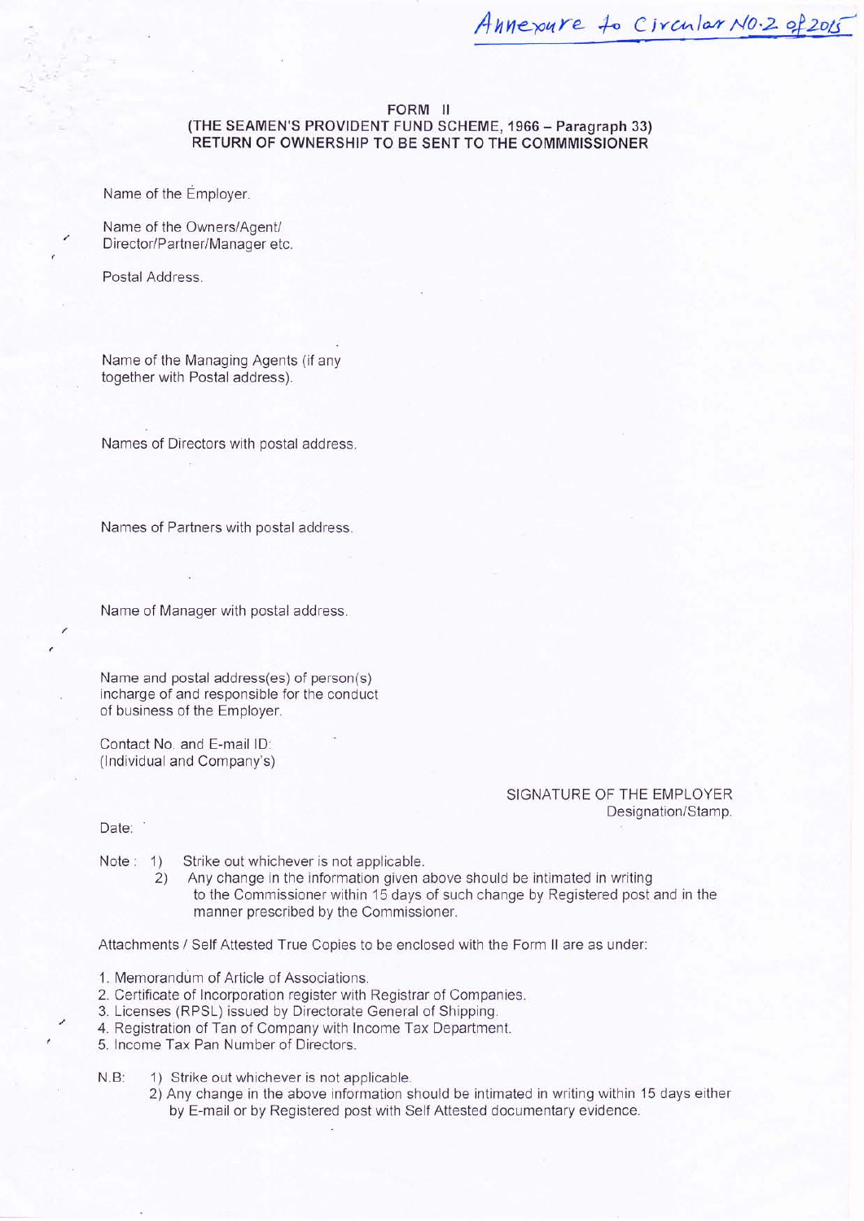Annexure to Circular No.2 of 2015

**FORM II**
**(THE SEAMEN'S PROVIDENT FUND SCHEME, 1966 – Paragraph 33)**
**RETURN OF OWNERSHIP TO BE SENT TO THE COMMMISSIONER**

Name of the Employer.

Name of the Owners/Agent/
Director/Partner/Manager etc.

Postal Address.

Name of the Managing Agents (if any
together with Postal address).

Names of Directors with postal address.

Names of Partners with postal address.

Name of Manager with postal address.

Name and postal address(es) of person(s)
incharge of and responsible for the conduct
of business of the Employer.

Contact No. and E-mail ID:
(Individual and Company's)

SIGNATURE OF THE EMPLOYER
Designation/Stamp.

Date:

Note : 1) Strike out whichever is not applicable.
2) Any change in the information given above should be intimated in writing to the Commissioner within 15 days of such change by Registered post and in the manner prescribed by the Commissioner.

Attachments / Self Attested True Copies to be enclosed with the Form II are as under:

1. Memorandum of Article of Associations.
2. Certificate of Incorporation register with Registrar of Companies.
3. Licenses (RPSL) issued by Directorate General of Shipping.
4. Registration of Tan of Company with Income Tax Department.
5. Income Tax Pan Number of Directors.

N.B: 1) Strike out whichever is not applicable.
2) Any change in the above information should be intimated in writing within 15 days either by E-mail or by Registered post with Self Attested documentary evidence.